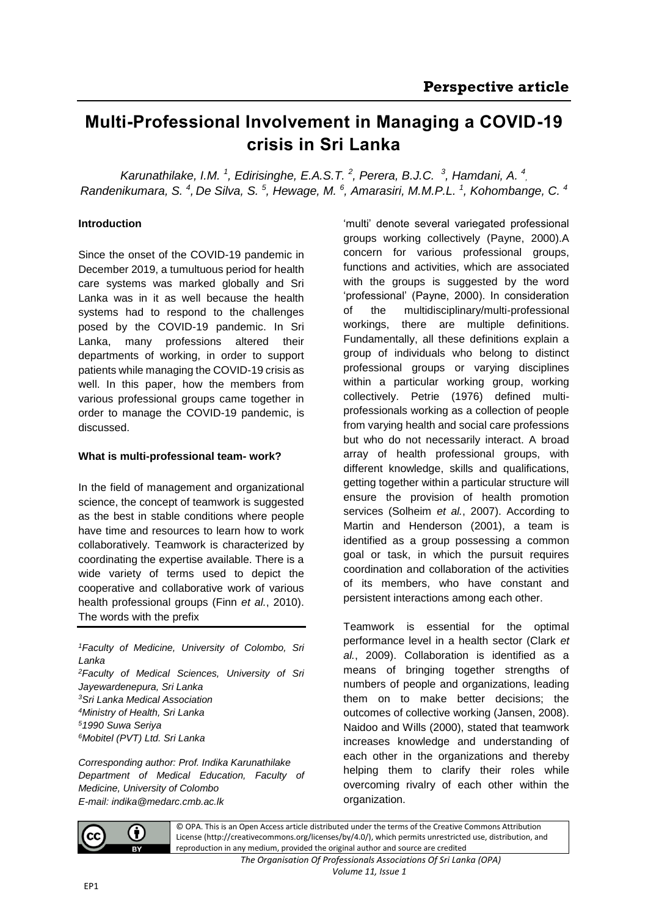**Perspective article**

# Multi-Professional Involvement in Managing a COVID-19 crisis in Sri Lanka

*Karunathilake, I.M. [1], Edirisinghe, E.A.S.T. [2], Perera, B.J.C. [3], Hamdani, A. [4], Randenikumara, S. [4], De Silva, S. [5], Hewage, M. [6], Amarasiri, M.M.P.L. [1], Kohombange, C. [4]*

## Introduction

Since the onset of the COVID-19 pandemic in December 2019, a tumultuous period for health care systems was marked globally and Sri Lanka was in it as well because the health systems had to respond to the challenges posed by the COVID-19 pandemic. In Sri Lanka, many professions altered their departments of working, in order to support patients while managing the COVID-19 crisis as well. In this paper, how the members from various professional groups came together in order to manage the COVID-19 pandemic, is discussed.

## What is multi-professional team- work?

In the field of management and organizational science, the concept of teamwork is suggested as the best in stable conditions where people have time and resources to learn how to work collaboratively. Teamwork is characterized by coordinating the expertise available. There is a wide variety of terms used to depict the cooperative and collaborative work of various health professional groups (Finn *et al.*, 2010). The words with the prefix 'multi' denote several variegated professional groups working collectively (Payne, 2000).A concern for various professional groups, functions and activities, which are associated with the groups is suggested by the word 'professional' (Payne, 2000). In consideration of the multidisciplinary/multi-professional workings, there are multiple definitions. Fundamentally, all these definitions explain a group of individuals who belong to distinct professional groups or varying disciplines within a particular working group, working collectively. Petrie (1976) defined multi-professionals working as a collection of people from varying health and social care professions but who do not necessarily interact. A broad array of health professional groups, with different knowledge, skills and qualifications, getting together within a particular structure will ensure the provision of health promotion services (Solheim *et al.*, 2007). According to Martin and Henderson (2001), a team is identified as a group possessing a common goal or task, in which the pursuit requires coordination and collaboration of the activities of its members, who have constant and persistent interactions among each other.

Teamwork is essential for the optimal performance level in a health sector (Clark *et al.*, 2009). Collaboration is identified as a means of bringing together strengths of numbers of people and organizations, leading them on to make better decisions; the outcomes of collective working (Jansen, 2008). Naidoo and Wills (2000), stated that teamwork increases knowledge and understanding of each other in the organizations and thereby helping them to clarify their roles while overcoming rivalry of each other within the organization.

---

*[1]Faculty of Medicine, University of Colombo, Sri Lanka*
*[2]Faculty of Medical Sciences, University of Sri Jayewardenepura, Sri Lanka*
*[3]Sri Lanka Medical Association*
*[4]Ministry of Health, Sri Lanka*
*[5]1990 Suwa Seriya*
*[6]Mobitel (PVT) Ltd. Sri Lanka*

*Corresponding author: Prof. Indika Karunathilake*
*Department of Medical Education, Faculty of Medicine, University of Colombo*
*E-mail: indika@medarc.cmb.ac.lk*

© OPA. This is an Open Access article distributed under the terms of the Creative Commons Attribution License (http://creativecommons.org/licenses/by/4.0/), which permits unrestricted use, distribution, and reproduction in any medium, provided the original author and source are credited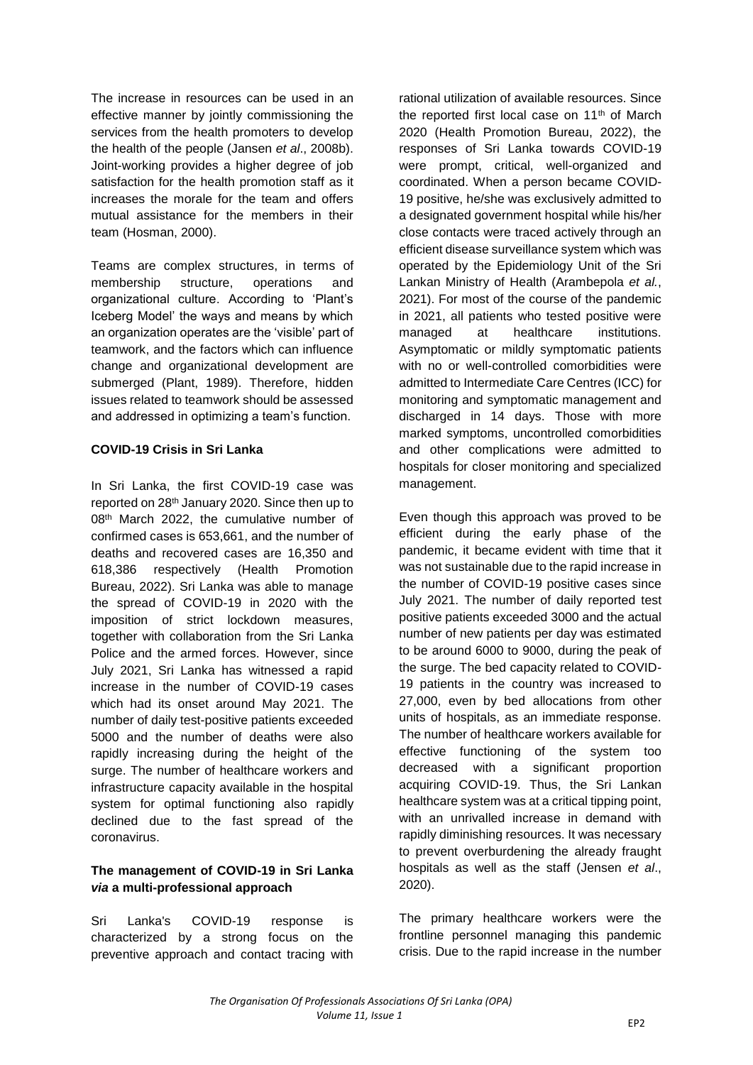The increase in resources can be used in an effective manner by jointly commissioning the services from the health promoters to develop the health of the people (Jansen *et al*., 2008b). Joint-working provides a higher degree of job satisfaction for the health promotion staff as it increases the morale for the team and offers mutual assistance for the members in their team (Hosman, 2000).

Teams are complex structures, in terms of membership structure, operations and organizational culture. According to 'Plant's Iceberg Model' the ways and means by which an organization operates are the 'visible' part of teamwork, and the factors which can influence change and organizational development are submerged (Plant, 1989). Therefore, hidden issues related to teamwork should be assessed and addressed in optimizing a team's function.

**COVID-19 Crisis in Sri Lanka**

In Sri Lanka, the first COVID-19 case was reported on 28th January 2020. Since then up to 08th March 2022, the cumulative number of confirmed cases is 653,661, and the number of deaths and recovered cases are 16,350 and 618,386 respectively (Health Promotion Bureau, 2022). Sri Lanka was able to manage the spread of COVID-19 in 2020 with the imposition of strict lockdown measures, together with collaboration from the Sri Lanka Police and the armed forces. However, since July 2021, Sri Lanka has witnessed a rapid increase in the number of COVID-19 cases which had its onset around May 2021. The number of daily test-positive patients exceeded 5000 and the number of deaths were also rapidly increasing during the height of the surge. The number of healthcare workers and infrastructure capacity available in the hospital system for optimal functioning also rapidly declined due to the fast spread of the coronavirus.

**The management of COVID-19 in Sri Lanka *via* a multi-professional approach**

Sri Lanka's COVID-19 response is characterized by a strong focus on the preventive approach and contact tracing with rational utilization of available resources. Since the reported first local case on 11th of March 2020 (Health Promotion Bureau, 2022), the responses of Sri Lanka towards COVID-19 were prompt, critical, well-organized and coordinated. When a person became COVID-19 positive, he/she was exclusively admitted to a designated government hospital while his/her close contacts were traced actively through an efficient disease surveillance system which was operated by the Epidemiology Unit of the Sri Lankan Ministry of Health (Arambepola *et al.*, 2021). For most of the course of the pandemic in 2021, all patients who tested positive were managed at healthcare institutions. Asymptomatic or mildly symptomatic patients with no or well-controlled comorbidities were admitted to Intermediate Care Centres (ICC) for monitoring and symptomatic management and discharged in 14 days. Those with more marked symptoms, uncontrolled comorbidities and other complications were admitted to hospitals for closer monitoring and specialized management.

Even though this approach was proved to be efficient during the early phase of the pandemic, it became evident with time that it was not sustainable due to the rapid increase in the number of COVID-19 positive cases since July 2021. The number of daily reported test positive patients exceeded 3000 and the actual number of new patients per day was estimated to be around 6000 to 9000, during the peak of the surge. The bed capacity related to COVID-19 patients in the country was increased to 27,000, even by bed allocations from other units of hospitals, as an immediate response. The number of healthcare workers available for effective functioning of the system too decreased with a significant proportion acquiring COVID-19. Thus, the Sri Lankan healthcare system was at a critical tipping point, with an unrivalled increase in demand with rapidly diminishing resources. It was necessary to prevent overburdening the already fraught hospitals as well as the staff (Jensen *et al*., 2020).

The primary healthcare workers were the frontline personnel managing this pandemic crisis. Due to the rapid increase in the number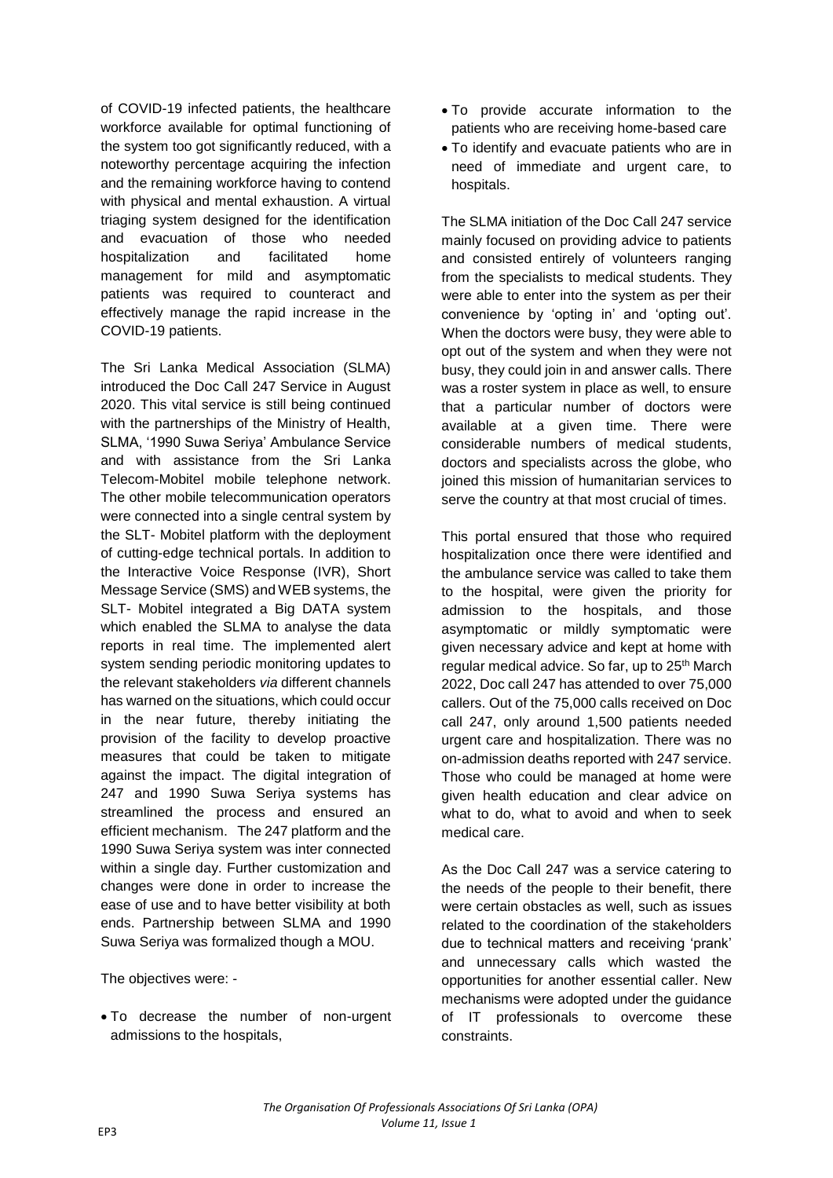of COVID-19 infected patients, the healthcare workforce available for optimal functioning of the system too got significantly reduced, with a noteworthy percentage acquiring the infection and the remaining workforce having to contend with physical and mental exhaustion. A virtual triaging system designed for the identification and evacuation of those who needed hospitalization and facilitated home management for mild and asymptomatic patients was required to counteract and effectively manage the rapid increase in the COVID-19 patients.

The Sri Lanka Medical Association (SLMA) introduced the Doc Call 247 Service in August 2020. This vital service is still being continued with the partnerships of the Ministry of Health, SLMA, '1990 Suwa Seriya' Ambulance Service and with assistance from the Sri Lanka Telecom-Mobitel mobile telephone network. The other mobile telecommunication operators were connected into a single central system by the SLT- Mobitel platform with the deployment of cutting-edge technical portals. In addition to the Interactive Voice Response (IVR), Short Message Service (SMS) and WEB systems, the SLT- Mobitel integrated a Big DATA system which enabled the SLMA to analyse the data reports in real time. The implemented alert system sending periodic monitoring updates to the relevant stakeholders *via* different channels has warned on the situations, which could occur in the near future, thereby initiating the provision of the facility to develop proactive measures that could be taken to mitigate against the impact. The digital integration of 247 and 1990 Suwa Seriya systems has streamlined the process and ensured an efficient mechanism. The 247 platform and the 1990 Suwa Seriya system was inter connected within a single day. Further customization and changes were done in order to increase the ease of use and to have better visibility at both ends. Partnership between SLMA and 1990 Suwa Seriya was formalized though a MOU.

The objectives were: -

- To decrease the number of non-urgent admissions to the hospitals,
- To provide accurate information to the patients who are receiving home-based care
- To identify and evacuate patients who are in need of immediate and urgent care, to hospitals.

The SLMA initiation of the Doc Call 247 service mainly focused on providing advice to patients and consisted entirely of volunteers ranging from the specialists to medical students. They were able to enter into the system as per their convenience by 'opting in' and 'opting out'. When the doctors were busy, they were able to opt out of the system and when they were not busy, they could join in and answer calls. There was a roster system in place as well, to ensure that a particular number of doctors were available at a given time. There were considerable numbers of medical students, doctors and specialists across the globe, who joined this mission of humanitarian services to serve the country at that most crucial of times.

This portal ensured that those who required hospitalization once there were identified and the ambulance service was called to take them to the hospital, were given the priority for admission to the hospitals, and those asymptomatic or mildly symptomatic were given necessary advice and kept at home with regular medical advice. So far, up to 25th March 2022, Doc call 247 has attended to over 75,000 callers. Out of the 75,000 calls received on Doc call 247, only around 1,500 patients needed urgent care and hospitalization. There was no on-admission deaths reported with 247 service. Those who could be managed at home were given health education and clear advice on what to do, what to avoid and when to seek medical care.

As the Doc Call 247 was a service catering to the needs of the people to their benefit, there were certain obstacles as well, such as issues related to the coordination of the stakeholders due to technical matters and receiving 'prank' and unnecessary calls which wasted the opportunities for another essential caller. New mechanisms were adopted under the guidance of IT professionals to overcome these constraints.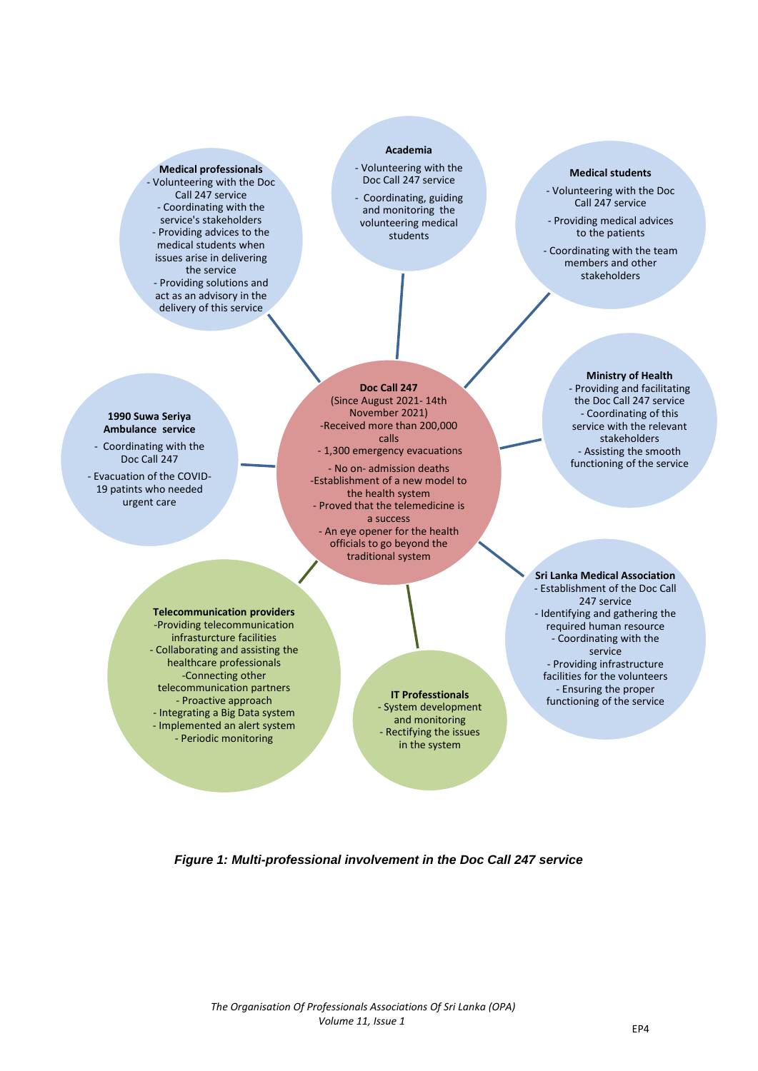**Medical professionals**
- Volunteering with the Doc Call 247 service
- Coordinating with the service's stakeholders
- Providing advices to the medical students when issues arise in delivering the service
- Providing solutions and act as an advisory in the delivery of this service

**Academia**
- Volunteering with the Doc Call 247 service
- Coordinating, guiding and monitoring the volunteering medical students

**Medical students**
- Volunteering with the Doc Call 247 service
- Providing medical advices to the patients
- Coordinating with the team members and other stakeholders

**1990 Suwa Seriya Ambulance service**
- Coordinating with the Doc Call 247
- Evacuation of the COVID-19 patints who needed urgent care

**Doc Call 247**
(Since August 2021- 14th November 2021)
- Received more than 200,000 calls
- 1,300 emergency evacuations
- No on- admission deaths
- Establishment of a new model to the health system
- Proved that the telemedicine is a success
- An eye opener for the health officials to go beyond the traditional system

**Ministry of Health**
- Providing and facilitating the Doc Call 247 service
- Coordinating of this service with the relevant stakeholders
- Assisting the smooth functioning of the service

**Telecommunication providers**
- Providing telecommunication infrasturcture facilities
- Collaborating and assisting the healthcare professionals
- Connecting other telecommunication partners
- Proactive approach
- Integrating a Big Data system
- Implemented an alert system
- Periodic monitoring

**IT Professtionals**
- System development and monitoring
- Rectifying the issues in the system

**Sri Lanka Medical Association**
- Establishment of the Doc Call 247 service
- Identifying and gathering the required human resource
- Coordinating with the service
- Providing infrastructure facilities for the volunteers
- Ensuring the proper functioning of the service

***Figure 1: Multi-professional involvement in the Doc Call 247 service***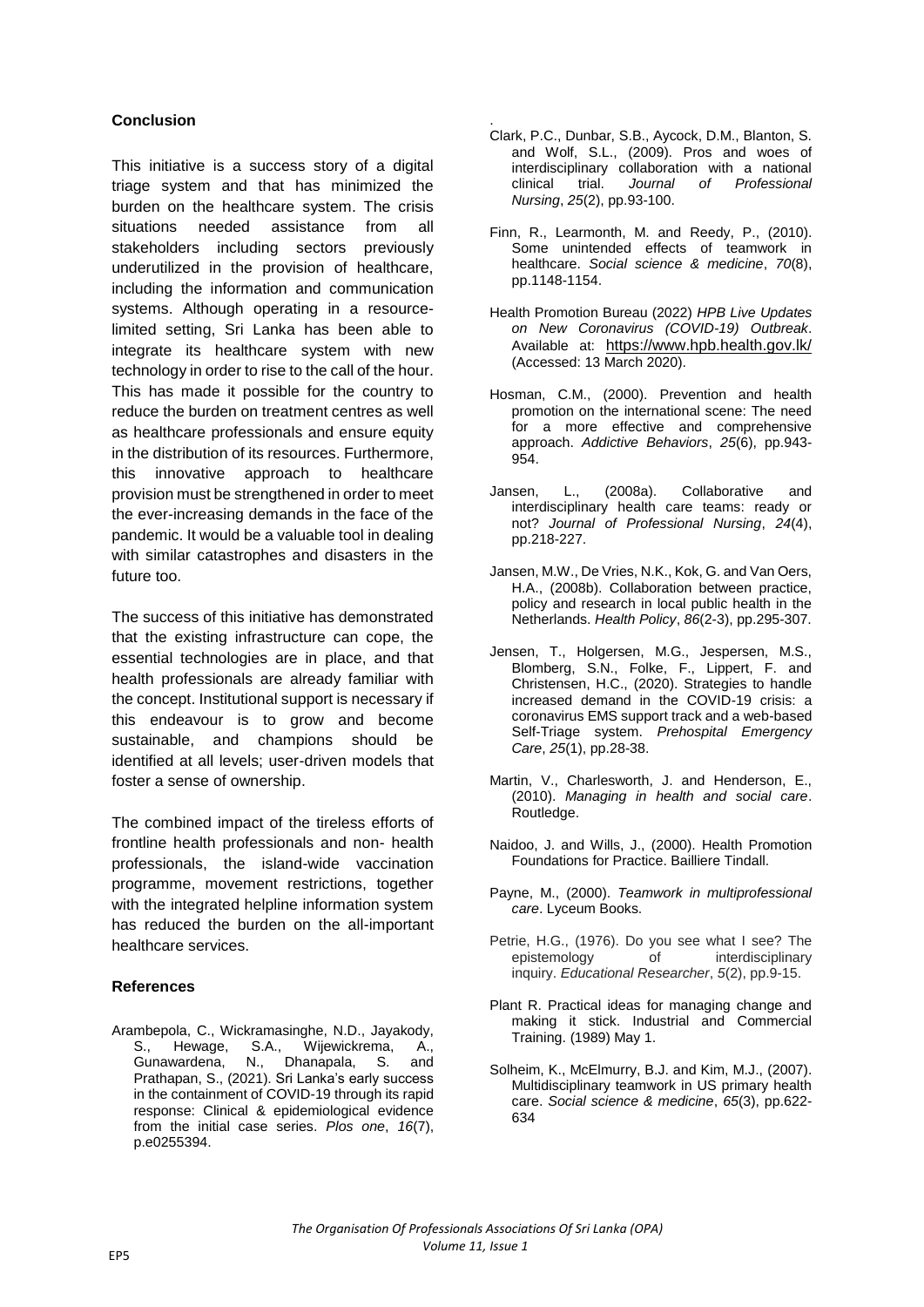## Conclusion

This initiative is a success story of a digital triage system and that has minimized the burden on the healthcare system. The crisis situations needed assistance from all stakeholders including sectors previously underutilized in the provision of healthcare, including the information and communication systems. Although operating in a resource-limited setting, Sri Lanka has been able to integrate its healthcare system with new technology in order to rise to the call of the hour. This has made it possible for the country to reduce the burden on treatment centres as well as healthcare professionals and ensure equity in the distribution of its resources. Furthermore, this innovative approach to healthcare provision must be strengthened in order to meet the ever-increasing demands in the face of the pandemic. It would be a valuable tool in dealing with similar catastrophes and disasters in the future too.

The success of this initiative has demonstrated that the existing infrastructure can cope, the essential technologies are in place, and that health professionals are already familiar with the concept. Institutional support is necessary if this endeavour is to grow and become sustainable, and champions should be identified at all levels; user-driven models that foster a sense of ownership.

The combined impact of the tireless efforts of frontline health professionals and non- health professionals, the island-wide vaccination programme, movement restrictions, together with the integrated helpline information system has reduced the burden on the all-important healthcare services.

## References

Arambepola, C., Wickramasinghe, N.D., Jayakody, S., Hewage, S.A., Wijewickrema, A., Gunawardena, N., Dhanapala, S. and Prathapan, S., (2021). Sri Lanka's early success in the containment of COVID-19 through its rapid response: Clinical & epidemiological evidence from the initial case series. *Plos one*, *16*(7), p.e0255394.

Clark, P.C., Dunbar, S.B., Aycock, D.M., Blanton, S. and Wolf, S.L., (2009). Pros and woes of interdisciplinary collaboration with a national clinical trial. *Journal of Professional Nursing*, *25*(2), pp.93-100.

Finn, R., Learmonth, M. and Reedy, P., (2010). Some unintended effects of teamwork in healthcare. *Social science & medicine*, *70*(8), pp.1148-1154.

Health Promotion Bureau (2022) *HPB Live Updates on New Coronavirus (COVID-19) Outbreak*. Available at: https://www.hpb.health.gov.lk/ (Accessed: 13 March 2020).

Hosman, C.M., (2000). Prevention and health promotion on the international scene: The need for a more effective and comprehensive approach. *Addictive Behaviors*, *25*(6), pp.943-954.

Jansen, L., (2008a). Collaborative and interdisciplinary health care teams: ready or not? *Journal of Professional Nursing*, *24*(4), pp.218-227.

Jansen, M.W., De Vries, N.K., Kok, G. and Van Oers, H.A., (2008b). Collaboration between practice, policy and research in local public health in the Netherlands. *Health Policy*, *86*(2-3), pp.295-307.

Jensen, T., Holgersen, M.G., Jespersen, M.S., Blomberg, S.N., Folke, F., Lippert, F. and Christensen, H.C., (2020). Strategies to handle increased demand in the COVID-19 crisis: a coronavirus EMS support track and a web-based Self-Triage system. *Prehospital Emergency Care*, *25*(1), pp.28-38.

Martin, V., Charlesworth, J. and Henderson, E., (2010). *Managing in health and social care*. Routledge.

Naidoo, J. and Wills, J., (2000). Health Promotion Foundations for Practice. Bailliere Tindall.

Payne, M., (2000). *Teamwork in multiprofessional care*. Lyceum Books.

Petrie, H.G., (1976). Do you see what I see? The epistemology of interdisciplinary inquiry. *Educational Researcher*, *5*(2), pp.9-15.

Plant R. Practical ideas for managing change and making it stick. Industrial and Commercial Training. (1989) May 1.

Solheim, K., McElmurry, B.J. and Kim, M.J., (2007). Multidisciplinary teamwork in US primary health care. *Social science & medicine*, *65*(3), pp.622-634